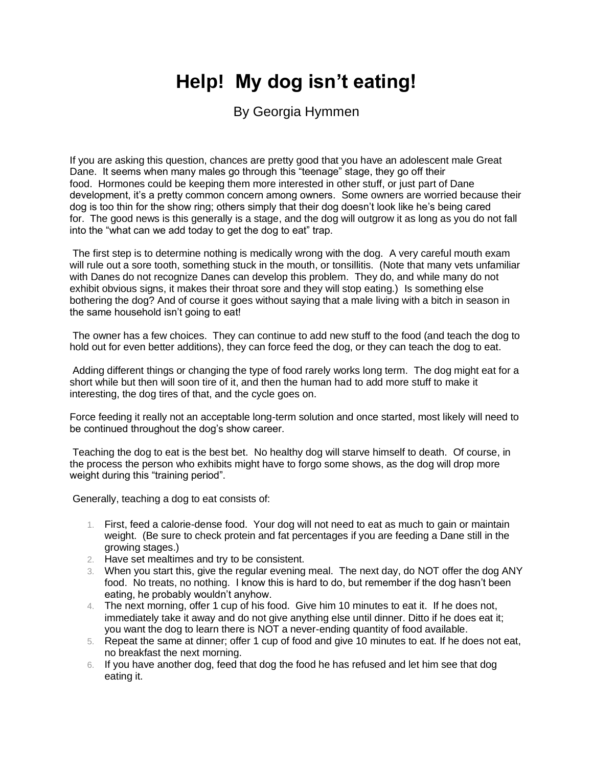# Help!  My dog isn't eating!

By Georgia Hymmen

If you are asking this question, chances are pretty good that you have an adolescent male Great Dane.  It seems when many males go through this "teenage" stage, they go off their food.  Hormones could be keeping them more interested in other stuff, or just part of Dane development, it's a pretty common concern among owners.  Some owners are worried because their dog is too thin for the show ring; others simply that their dog doesn't look like he's being cared for.  The good news is this generally is a stage, and the dog will outgrow it as long as you do not fall into the "what can we add today to get the dog to eat" trap.

The first step is to determine nothing is medically wrong with the dog.  A very careful mouth exam will rule out a sore tooth, something stuck in the mouth, or tonsillitis.  (Note that many vets unfamiliar with Danes do not recognize Danes can develop this problem.  They do, and while many do not exhibit obvious signs, it makes their throat sore and they will stop eating.)  Is something else bothering the dog? And of course it goes without saying that a male living with a bitch in season in the same household isn't going to eat!

The owner has a few choices.  They can continue to add new stuff to the food (and teach the dog to hold out for even better additions), they can force feed the dog, or they can teach the dog to eat.

Adding different things or changing the type of food rarely works long term.  The dog might eat for a short while but then will soon tire of it, and then the human had to add more stuff to make it interesting, the dog tires of that, and the cycle goes on.

Force feeding it really not an acceptable long-term solution and once started, most likely will need to be continued throughout the dog's show career.

Teaching the dog to eat is the best bet.  No healthy dog will starve himself to death.  Of course, in the process the person who exhibits might have to forgo some shows, as the dog will drop more weight during this "training period".

Generally, teaching a dog to eat consists of:

1. First, feed a calorie-dense food.  Your dog will not need to eat as much to gain or maintain weight.  (Be sure to check protein and fat percentages if you are feeding a Dane still in the growing stages.)
2. Have set mealtimes and try to be consistent.
3. When you start this, give the regular evening meal.  The next day, do NOT offer the dog ANY food.  No treats, no nothing.  I know this is hard to do, but remember if the dog hasn't been eating, he probably wouldn't anyhow.
4. The next morning, offer 1 cup of his food.  Give him 10 minutes to eat it.  If he does not, immediately take it away and do not give anything else until dinner. Ditto if he does eat it; you want the dog to learn there is NOT a never-ending quantity of food available.
5. Repeat the same at dinner; offer 1 cup of food and give 10 minutes to eat. If he does not eat, no breakfast the next morning.
6. If you have another dog, feed that dog the food he has refused and let him see that dog eating it.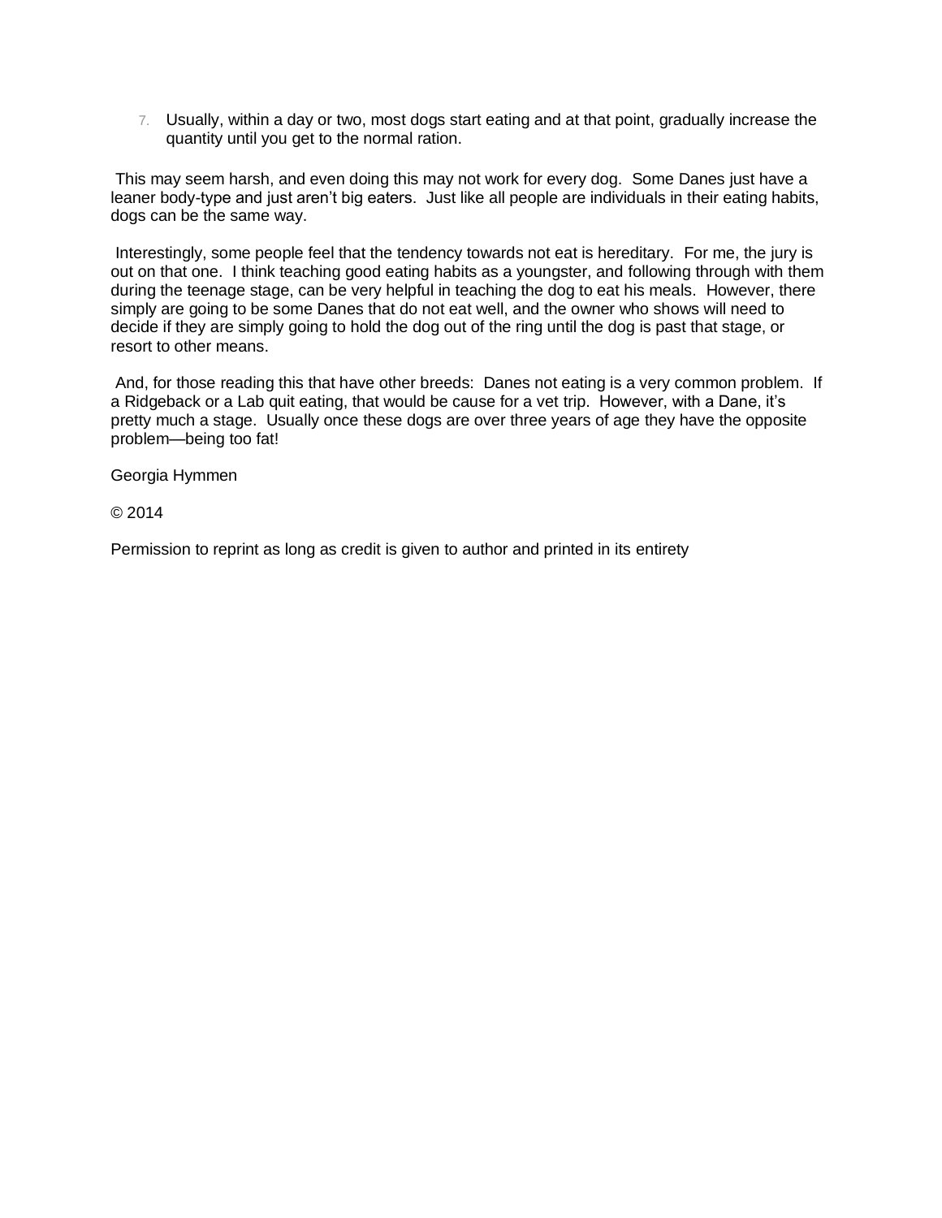7. Usually, within a day or two, most dogs start eating and at that point, gradually increase the quantity until you get to the normal ration.

This may seem harsh, and even doing this may not work for every dog. Some Danes just have a leaner body-type and just aren't big eaters. Just like all people are individuals in their eating habits, dogs can be the same way.

Interestingly, some people feel that the tendency towards not eat is hereditary. For me, the jury is out on that one. I think teaching good eating habits as a youngster, and following through with them during the teenage stage, can be very helpful in teaching the dog to eat his meals. However, there simply are going to be some Danes that do not eat well, and the owner who shows will need to decide if they are simply going to hold the dog out of the ring until the dog is past that stage, or resort to other means.

And, for those reading this that have other breeds: Danes not eating is a very common problem. If a Ridgeback or a Lab quit eating, that would be cause for a vet trip. However, with a Dane, it's pretty much a stage. Usually once these dogs are over three years of age they have the opposite problem—being too fat!

Georgia Hymmen

© 2014

Permission to reprint as long as credit is given to author and printed in its entirety